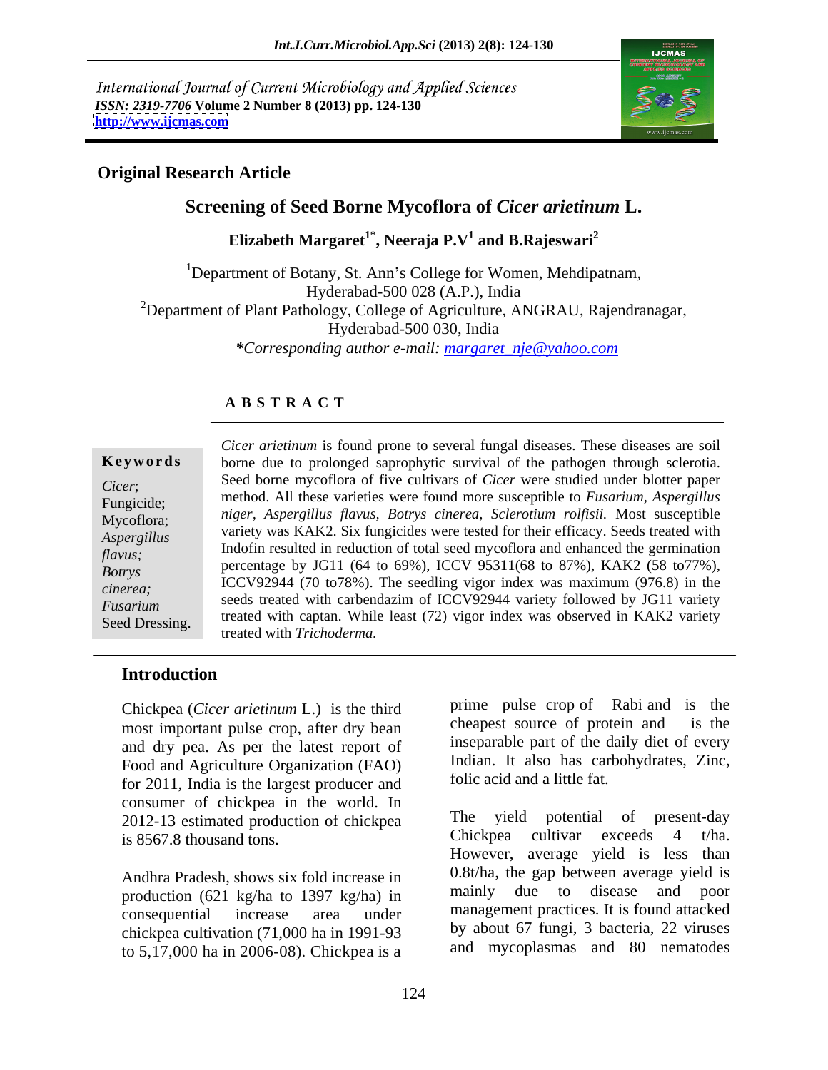International Journal of Current Microbiology and Applied Sciences
*ISSN: 2319-7706* **Volume 2 Number 8 (2013) pp. 124-130**
**http://www.ijcmas.com**

**Original Research Article**

# Screening of Seed Borne Mycoflora of *Cicer arietinum* L.

**Elizabeth Margaret[1*], Neeraja P.V[1] and B.Rajeswari[2]**

[1]Department of Botany, St. Ann's College for Women, Mehdipatnam, Hyderabad-500 028 (A.P.), India

[2]Department of Plant Pathology, College of Agriculture, ANGRAU, Rajendranagar, Hyderabad-500 030, India

**Corresponding author e-mail: margaret_nje@yahoo.com*

## ABSTRACT

**Keywords**

*Cicer*; Fungicide; Mycoflora; *Aspergillus flavus; Botrys cinerea; Fusarium* Seed Dressing.

*Cicer arietinum* is found prone to several fungal diseases. These diseases are soil borne due to prolonged saprophytic survival of the pathogen through sclerotia. Seed borne mycoflora of five cultivars of *Cicer* were studied under blotter paper method. All these varieties were found more susceptible to *Fusarium, Aspergillus niger, Aspergillus flavus, Botrys cinerea, Sclerotium rolfisii.* Most susceptible variety was KAK2. Six fungicides were tested for their efficacy. Seeds treated with Indofin resulted in reduction of total seed mycoflora and enhanced the germination percentage by JG11 (64 to 69%), ICCV 95311(68 to 87%), KAK2 (58 to77%), ICCV92944 (70 to78%). The seedling vigor index was maximum (976.8) in the seeds treated with carbendazim of ICCV92944 variety followed by JG11 variety treated with captan. While least (72) vigor index was observed in KAK2 variety treated with *Trichoderma.*

## Introduction

Chickpea (*Cicer arietinum* L.) is the third most important pulse crop, after dry bean and dry pea. As per the latest report of Food and Agriculture Organization (FAO) for 2011, India is the largest producer and consumer of chickpea in the world. In 2012-13 estimated production of chickpea is 8567.8 thousand tons.

Andhra Pradesh, shows six fold increase in production (621 kg/ha to 1397 kg/ha) in consequential increase area under chickpea cultivation (71,000 ha in 1991-93 to 5,17,000 ha in 2006-08). Chickpea is a prime pulse crop of Rabi and is the cheapest source of protein and is the inseparable part of the daily diet of every Indian. It also has carbohydrates, Zinc, folic acid and a little fat.

The yield potential of present-day Chickpea cultivar exceeds 4 t/ha. However, average yield is less than 0.8t/ha, the gap between average yield is mainly due to disease and poor management practices. It is found attacked by about 67 fungi, 3 bacteria, 22 viruses and mycoplasmas and 80 nematodes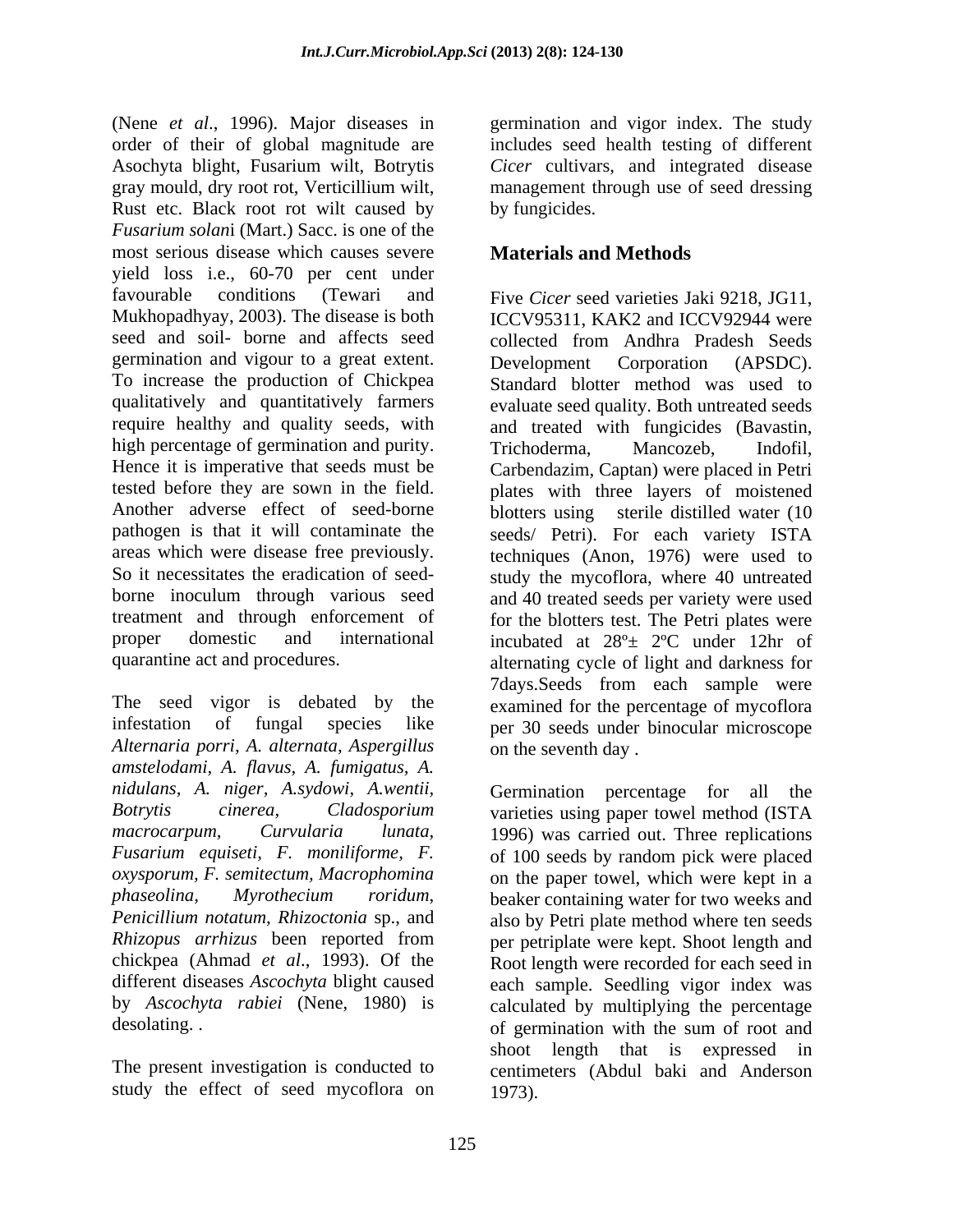(Nene *et al*., 1996). Major diseases in order of their of global magnitude are Asochyta blight, Fusarium wilt, Botrytis gray mould, dry root rot, Verticillium wilt, Rust etc. Black root rot wilt caused by *Fusarium solan*i (Mart.) Sacc. is one of the most serious disease which causes severe yield loss i.e., 60-70 per cent under favourable conditions (Tewari and Mukhopadhyay, 2003). The disease is both seed and soil- borne and affects seed germination and vigour to a great extent. To increase the production of Chickpea qualitatively and quantitatively farmers require healthy and quality seeds, with high percentage of germination and purity. Hence it is imperative that seeds must be tested before they are sown in the field. Another adverse effect of seed-borne pathogen is that it will contaminate the areas which were disease free previously. So it necessitates the eradication of seed-borne inoculum through various seed treatment and through enforcement of proper domestic and international quarantine act and procedures.

The seed vigor is debated by the infestation of fungal species like *Alternaria porri, A. alternata, Aspergillus amstelodami, A. flavus, A. fumigatus, A. nidulans, A. niger, A.sydowi*, *A.wentii, Botrytis cinerea, Cladosporium macrocarpum, Curvularia lunata, Fusarium equiseti, F. moniliforme, F. oxysporum, F. semitectum, Macrophomina phaseolina, Myrothecium roridum, Penicillium notatum, Rhizoctonia* sp., and *Rhizopus arrhizus* been reported from chickpea (Ahmad *et al*., 1993). Of the different diseases *Ascochyta* blight caused by *Ascochyta rabiei* (Nene, 1980) is desolating. .

The present investigation is conducted to study the effect of seed mycoflora on germination and vigor index. The study includes seed health testing of different *Cicer* cultivars, and integrated disease management through use of seed dressing by fungicides.

## Materials and Methods

Five *Cicer* seed varieties Jaki 9218, JG11, ICCV95311, KAK2 and ICCV92944 were collected from Andhra Pradesh Seeds Development Corporation (APSDC). Standard blotter method was used to evaluate seed quality. Both untreated seeds and treated with fungicides (Bavastin, Trichoderma, Mancozeb, Indofil, Carbendazim, Captan) were placed in Petri plates with three layers of moistened blotters using sterile distilled water (10 seeds/ Petri). For each variety ISTA techniques (Anon, 1976) were used to study the mycoflora, where 40 untreated and 40 treated seeds per variety were used for the blotters test. The Petri plates were incubated at 28º± 2ºC under 12hr of alternating cycle of light and darkness for 7days.Seeds from each sample were examined for the percentage of mycoflora per 30 seeds under binocular microscope on the seventh day .

Germination percentage for all the varieties using paper towel method (ISTA 1996) was carried out. Three replications of 100 seeds by random pick were placed on the paper towel, which were kept in a beaker containing water for two weeks and also by Petri plate method where ten seeds per petriplate were kept. Shoot length and Root length were recorded for each seed in each sample. Seedling vigor index was calculated by multiplying the percentage of germination with the sum of root and shoot length that is expressed in centimeters (Abdul baki and Anderson 1973).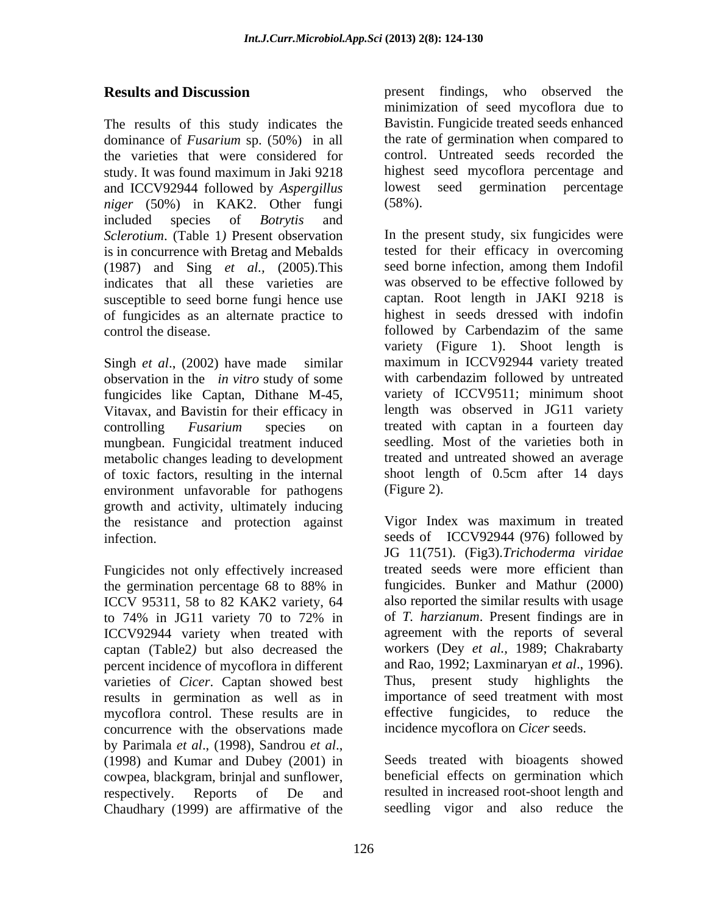## Results and Discussion

The results of this study indicates the dominance of *Fusarium* sp. (50%) in all the varieties that were considered for study. It was found maximum in Jaki 9218 and ICCV92944 followed by *Aspergillus niger* (50%) in KAK2. Other fungi included species of *Botrytis* and *Sclerotium*. (Table 1*)* Present observation is in concurrence with Bretag and Mebalds (1987) and Sing *et al.,* (2005).This indicates that all these varieties are susceptible to seed borne fungi hence use of fungicides as an alternate practice to control the disease.

Singh *et al*., (2002) have made similar observation in the *in vitro* study of some fungicides like Captan, Dithane M-45, Vitavax, and Bavistin for their efficacy in controlling *Fusarium* species on mungbean. Fungicidal treatment induced metabolic changes leading to development of toxic factors, resulting in the internal environment unfavorable for pathogens growth and activity, ultimately inducing the resistance and protection against infection.

Fungicides not only effectively increased the germination percentage 68 to 88% in ICCV 95311, 58 to 82 KAK2 variety, 64 to 74% in JG11 variety 70 to 72% in ICCV92944 variety when treated with captan (Table2*)* but also decreased the percent incidence of mycoflora in different varieties of *Cicer*. Captan showed best results in germination as well as in mycoflora control. These results are in concurrence with the observations made by Parimala *et al*., (1998), Sandrou *et al*., (1998) and Kumar and Dubey (2001) in cowpea, blackgram, brinjal and sunflower, respectively. Reports of De and Chaudhary (1999) are affirmative of the present findings, who observed the minimization of seed mycoflora due to Bavistin. Fungicide treated seeds enhanced the rate of germination when compared to control. Untreated seeds recorded the highest seed mycoflora percentage and lowest seed germination percentage (58%).

In the present study, six fungicides were tested for their efficacy in overcoming seed borne infection, among them Indofil was observed to be effective followed by captan. Root length in JAKI 9218 is highest in seeds dressed with indofin followed by Carbendazim of the same variety (Figure 1). Shoot length is maximum in ICCV92944 variety treated with carbendazim followed by untreated variety of ICCV9511; minimum shoot length was observed in JG11 variety treated with captan in a fourteen day seedling. Most of the varieties both in treated and untreated showed an average shoot length of 0.5cm after 14 days (Figure 2).

Vigor Index was maximum in treated seeds of ICCV92944 (976) followed by JG 11(751). (Fig3).*Trichoderma viridae* treated seeds were more efficient than fungicides. Bunker and Mathur (2000) also reported the similar results with usage of *T. harzianum*. Present findings are in agreement with the reports of several workers (Dey *et al.,* 1989; Chakrabarty and Rao, 1992; Laxminaryan *et al*., 1996). Thus, present study highlights the importance of seed treatment with most effective fungicides, to reduce the incidence mycoflora on *Cicer* seeds.

Seeds treated with bioagents showed beneficial effects on germination which resulted in increased root-shoot length and seedling vigor and also reduce the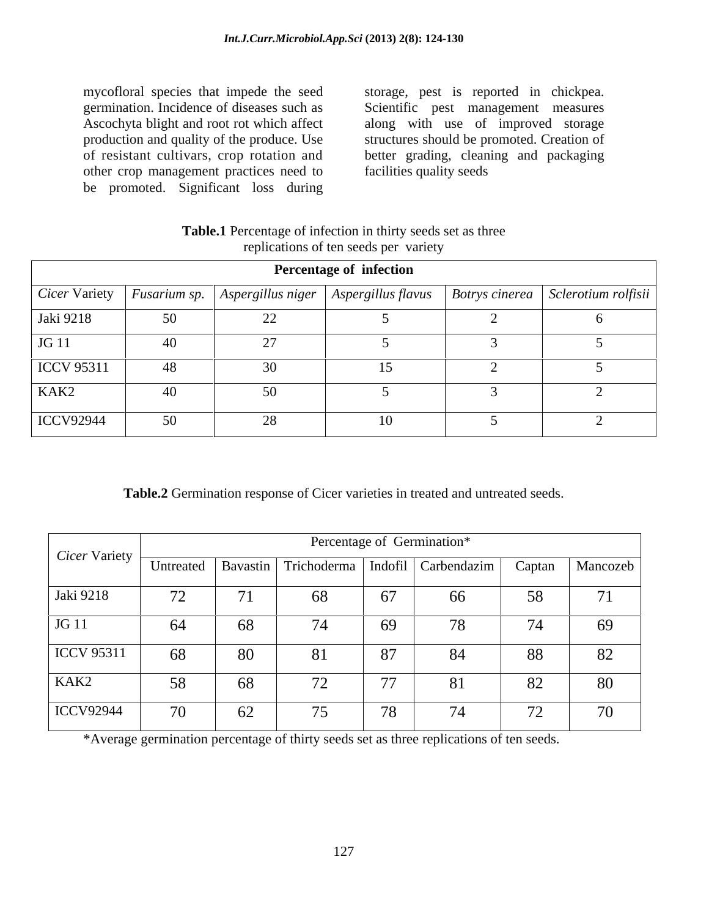mycofloral species that impede the seed germination. Incidence of diseases such as Ascochyta blight and root rot which affect production and quality of the produce. Use of resistant cultivars, crop rotation and other crop management practices need to be promoted. Significant loss during storage, pest is reported in chickpea. Scientific pest management measures along with use of improved storage structures should be promoted. Creation of better grading, cleaning and packaging facilities quality seeds

**Table.1** Percentage of infection in thirty seeds set as three replications of ten seeds per variety

| Percentage of infection | | | | | |
|---|---|---|---|---|---|
| *Cicer* Variety | *Fusarium sp.* | *Aspergillus niger* | *Aspergillus flavus* | *Botrys cinerea* | *Sclerotium rolfisii* |
| Jaki 9218 | 50 | 22 | 5 | 2 | 6 |
| JG 11 | 40 | 27 | 5 | 3 | 5 |
| ICCV 95311 | 48 | 30 | 15 | 2 | 5 |
| KAK2 | 40 | 50 | 5 | 3 | 2 |
| ICCV92944 | 50 | 28 | 10 | 5 | 2 |

**Table.2** Germination response of Cicer varieties in treated and untreated seeds.

| *Cicer* Variety | Percentage of Germination* | | | | | | |
|---|---|---|---|---|---|---|---|
| | Untreated | Bavastin | Trichoderma | Indofil | Carbendazim | Captan | Mancozeb |
| Jaki 9218 | 72 | 71 | 68 | 67 | 66 | 58 | 71 |
| JG 11 | 64 | 68 | 74 | 69 | 78 | 74 | 69 |
| ICCV 95311 | 68 | 80 | 81 | 87 | 84 | 88 | 82 |
| KAK2 | 58 | 68 | 72 | 77 | 81 | 82 | 80 |
| ICCV92944 | 70 | 62 | 75 | 78 | 74 | 72 | 70 |

*Average germination percentage of thirty seeds set as three replications of ten seeds.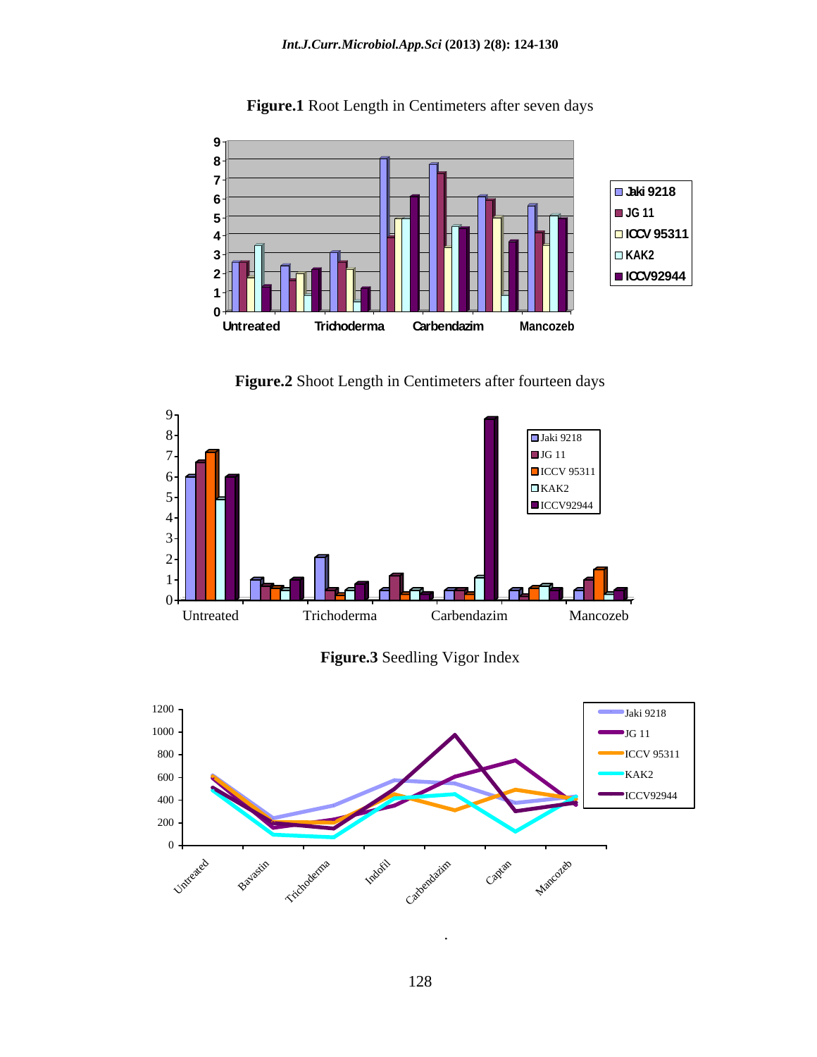**Figure.1** Root Length in Centimeters after seven days

**Figure.2** Shoot Length in Centimeters after fourteen days

**Figure.3** Seedling Vigor Index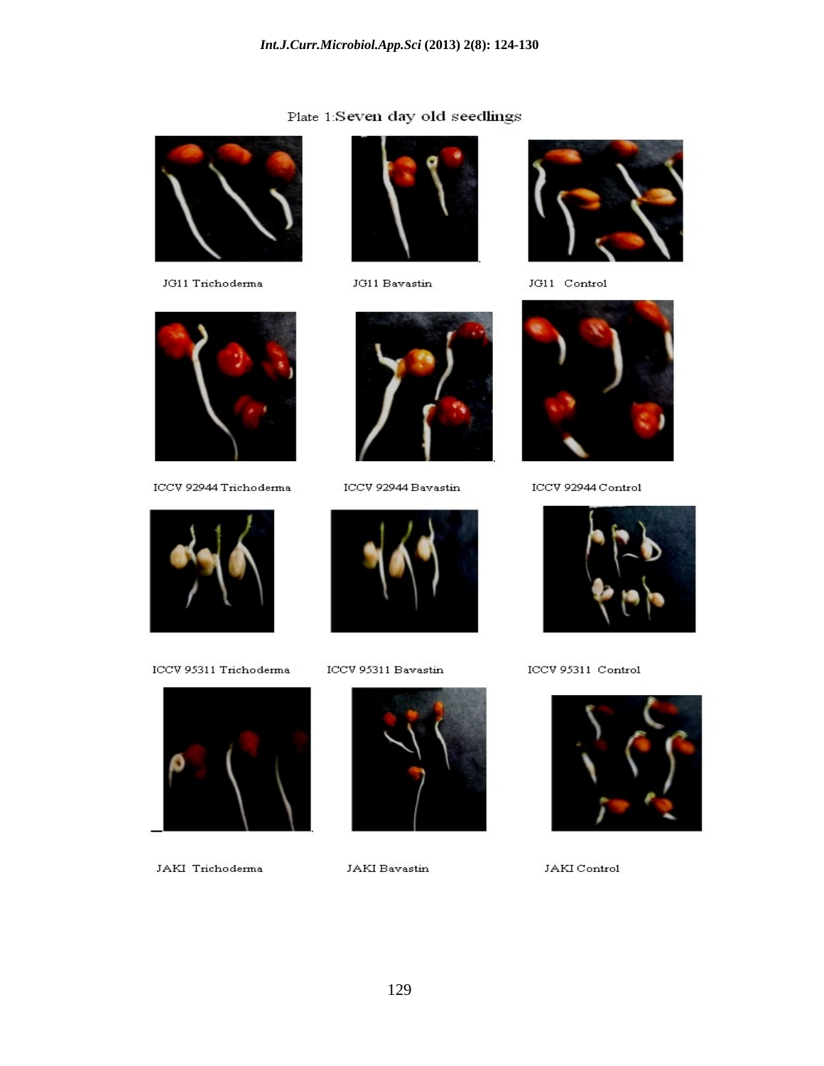Plate 1:Seven day old seedlings

JG11 Trichoderma

JG11 Bavastin

JG11 Control

ICCV 92944 Trichoderma

ICCV 92944 Bavastin

ICCV 92944 Control

ICCV 95311 Trichoderma

ICCV 95311 Bavastin

ICCV 95311 Control

JAKI Trichoderma

JAKI Bavastin

JAKI Control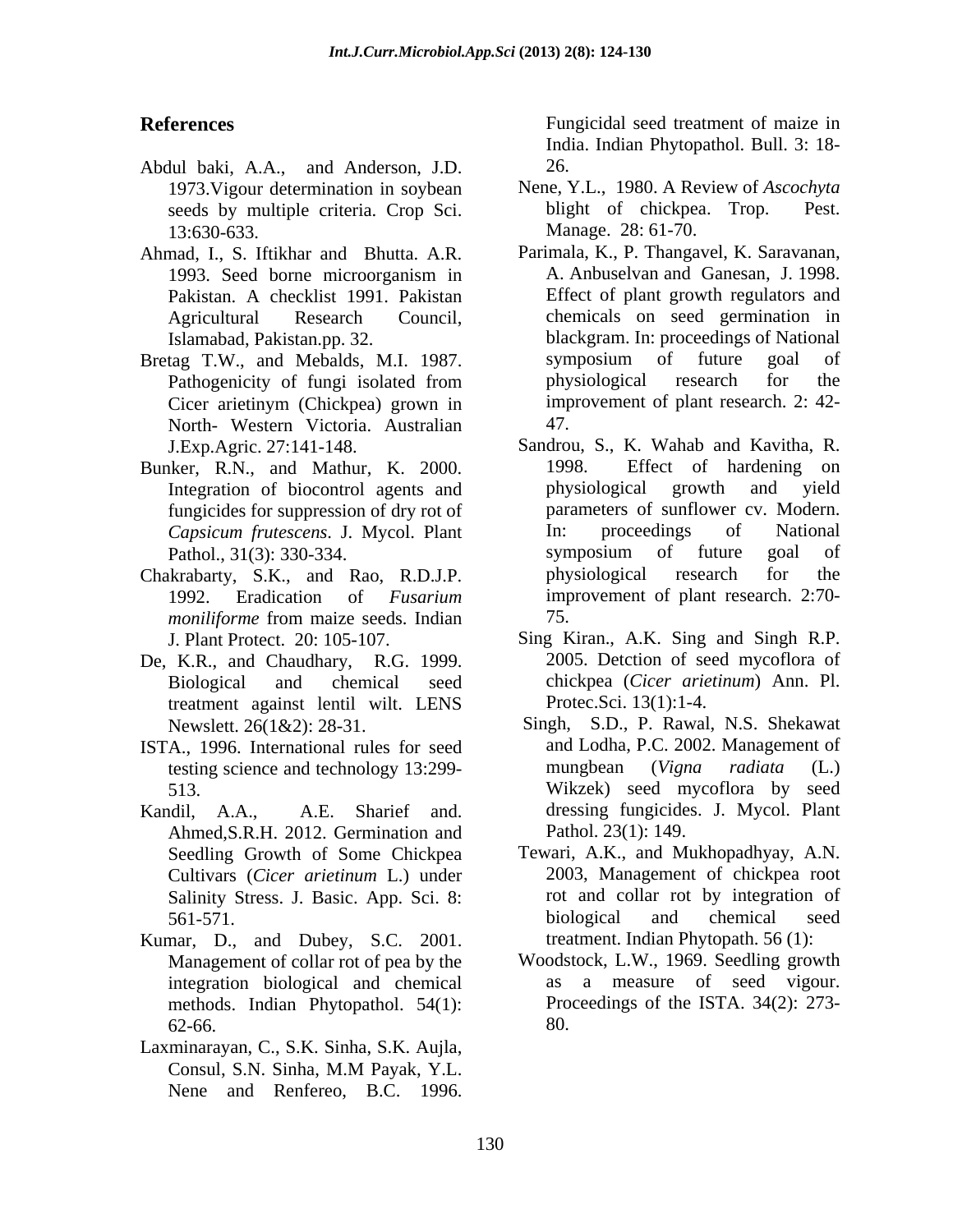## References

Abdul baki, A.A., and Anderson, J.D. 1973.Vigour determination in soybean seeds by multiple criteria. Crop Sci. 13:630-633.

Ahmad, I., S. Iftikhar and Bhutta. A.R. 1993. Seed borne microorganism in Pakistan. A checklist 1991. Pakistan Agricultural Research Council, Islamabad, Pakistan.pp. 32.

Bretag T.W., and Mebalds, M.I. 1987. Pathogenicity of fungi isolated from Cicer arietinym (Chickpea) grown in North- Western Victoria. Australian J.Exp.Agric. 27:141-148.

Bunker, R.N., and Mathur, K. 2000. Integration of biocontrol agents and fungicides for suppression of dry rot of *Capsicum frutescens*. J. Mycol. Plant Pathol., 31(3): 330-334.

Chakrabarty, S.K., and Rao, R.D.J.P. 1992. Eradication of *Fusarium moniliforme* from maize seeds. Indian J. Plant Protect. 20: 105-107.

De, K.R., and Chaudhary, R.G. 1999. Biological and chemical seed treatment against lentil wilt. LENS Newslett. 26(1&2): 28-31.

ISTA., 1996. International rules for seed testing science and technology 13:299-513.

Kandil, A.A., A.E. Sharief and. Ahmed,S.R.H. 2012. Germination and Seedling Growth of Some Chickpea Cultivars (*Cicer arietinum* L.) under Salinity Stress. J. Basic. App. Sci. 8: 561-571.

Kumar, D., and Dubey, S.C. 2001. Management of collar rot of pea by the integration biological and chemical methods. Indian Phytopathol. 54(1): 62-66.

Laxminarayan, C., S.K. Sinha, S.K. Aujla, Consul, S.N. Sinha, M.M Payak, Y.L. Nene and Renfereo, B.C. 1996. Fungicidal seed treatment of maize in India. Indian Phytopathol. Bull. 3: 18-26.

Nene, Y.L., 1980. A Review of *Ascochyta* blight of chickpea. Trop. Pest. Manage. 28: 61-70.

Parimala, K., P. Thangavel, K. Saravanan, A. Anbuselvan and Ganesan, J. 1998. Effect of plant growth regulators and chemicals on seed germination in blackgram. In: proceedings of National symposium of future goal of physiological research for the improvement of plant research. 2: 42-47.

Sandrou, S., K. Wahab and Kavitha, R. 1998. Effect of hardening on physiological growth and yield parameters of sunflower cv. Modern. In: proceedings of National symposium of future goal of physiological research for the improvement of plant research. 2:70-75.

Sing Kiran., A.K. Sing and Singh R.P. 2005. Detction of seed mycoflora of chickpea (*Cicer arietinum*) Ann. Pl. Protec.Sci. 13(1):1-4.

Singh, S.D., P. Rawal, N.S. Shekawat and Lodha, P.C. 2002. Management of mungbean (*Vigna radiata* (L.) Wikzek) seed mycoflora by seed dressing fungicides. J. Mycol. Plant Pathol. 23(1): 149.

Tewari, A.K., and Mukhopadhyay, A.N. 2003, Management of chickpea root rot and collar rot by integration of biological and chemical seed treatment. Indian Phytopath. 56 (1):

Woodstock, L.W., 1969. Seedling growth as a measure of seed vigour. Proceedings of the ISTA. 34(2): 273-80.